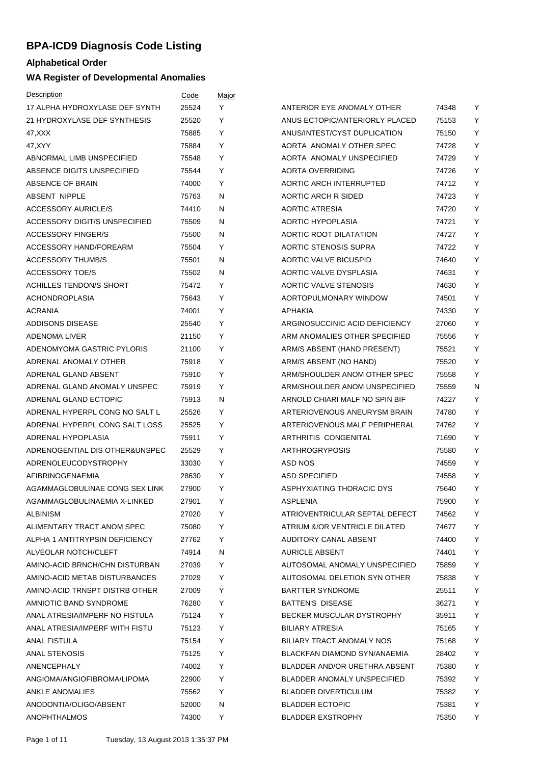# BPA-ICD9 Diagnosis Code Listing

## Alphabetical Order

## WA Register of Developmental Anomalies

| Description | Code | Major |
|---|---|---|
| 17 ALPHA HYDROXYLASE DEF SYNTH | 25524 | Y |
| 21 HYDROXYLASE DEF SYNTHESIS | 25520 | Y |
| 47,XXX | 75885 | Y |
| 47,XYY | 75884 | Y |
| ABNORMAL LIMB UNSPECIFIED | 75548 | Y |
| ABSENCE DIGITS UNSPECIFIED | 75544 | Y |
| ABSENCE OF BRAIN | 74000 | Y |
| ABSENT NIPPLE | 75763 | N |
| ACCESSORY AURICLE/S | 74410 | N |
| ACCESSORY DIGIT/S UNSPECIFIED | 75509 | N |
| ACCESSORY FINGER/S | 75500 | N |
| ACCESSORY HAND/FOREARM | 75504 | Y |
| ACCESSORY THUMB/S | 75501 | N |
| ACCESSORY TOE/S | 75502 | N |
| ACHILLES TENDON/S SHORT | 75472 | Y |
| ACHONDROPLASIA | 75643 | Y |
| ACRANIA | 74001 | Y |
| ADDISONS DISEASE | 25540 | Y |
| ADENOMA LIVER | 21150 | Y |
| ADENOMYOMA GASTRIC PYLORIS | 21100 | Y |
| ADRENAL ANOMALY OTHER | 75918 | Y |
| ADRENAL GLAND ABSENT | 75910 | Y |
| ADRENAL GLAND ANOMALY UNSPEC | 75919 | Y |
| ADRENAL GLAND ECTOPIC | 75913 | N |
| ADRENAL HYPERPL CONG NO SALT L | 25526 | Y |
| ADRENAL HYPERPL CONG SALT LOSS | 25525 | Y |
| ADRENAL HYPOPLASIA | 75911 | Y |
| ADRENOGENTIAL DIS OTHER&UNSPEC | 25529 | Y |
| ADRENOLEUCODYSTROPHY | 33030 | Y |
| AFIBRINOGENAEMIA | 28630 | Y |
| AGAMMAGLOBULINAE CONG SEX LINK | 27900 | Y |
| AGAMMAGLOBULINAEMIA X-LINKED | 27901 | Y |
| ALBINISM | 27020 | Y |
| ALIMENTARY TRACT ANOM SPEC | 75080 | Y |
| ALPHA 1 ANTITRYPSIN DEFICIENCY | 27762 | Y |
| ALVEOLAR NOTCH/CLEFT | 74914 | N |
| AMINO-ACID BRNCH/CHN DISTURBAN | 27039 | Y |
| AMINO-ACID METAB DISTURBANCES | 27029 | Y |
| AMINO-ACID TRNSPT DISTRB OTHER | 27009 | Y |
| AMNIOTIC BAND SYNDROME | 76280 | Y |
| ANAL ATRESIA/IMPERF NO FISTULA | 75124 | Y |
| ANAL ATRESIA/IMPERF WITH FISTU | 75123 | Y |
| ANAL FISTULA | 75154 | Y |
| ANAL STENOSIS | 75125 | Y |
| ANENCEPHALY | 74002 | Y |
| ANGIOMA/ANGIOFIBROMA/LIPOMA | 22900 | Y |
| ANKLE ANOMALIES | 75562 | Y |
| ANODONTIA/OLIGO/ABSENT | 52000 | N |
| ANOPHTHALMOS | 74300 | Y |
| ANTERIOR EYE ANOMALY OTHER | 74348 | Y |
| ANUS ECTOPIC/ANTERIORLY PLACED | 75153 | Y |
| ANUS/INTEST/CYST DUPLICATION | 75150 | Y |
| AORTA ANOMALY OTHER SPEC | 74728 | Y |
| AORTA ANOMALY UNSPECIFIED | 74729 | Y |
| AORTA OVERRIDING | 74726 | Y |
| AORTIC ARCH INTERRUPTED | 74712 | Y |
| AORTIC ARCH R SIDED | 74723 | Y |
| AORTIC ATRESIA | 74720 | Y |
| AORTIC HYPOPLASIA | 74721 | Y |
| AORTIC ROOT DILATATION | 74727 | Y |
| AORTIC STENOSIS SUPRA | 74722 | Y |
| AORTIC VALVE BICUSPID | 74640 | Y |
| AORTIC VALVE DYSPLASIA | 74631 | Y |
| AORTIC VALVE STENOSIS | 74630 | Y |
| AORTOPULMONARY WINDOW | 74501 | Y |
| APHAKIA | 74330 | Y |
| ARGINOSUCCINIC ACID DEFICIENCY | 27060 | Y |
| ARM ANOMALIES OTHER SPECIFIED | 75556 | Y |
| ARM/S ABSENT (HAND PRESENT) | 75521 | Y |
| ARM/S ABSENT (NO HAND) | 75520 | Y |
| ARM/SHOULDER ANOM OTHER SPEC | 75558 | Y |
| ARM/SHOULDER ANOM UNSPECIFIED | 75559 | N |
| ARNOLD CHIARI MALF NO SPIN BIF | 74227 | Y |
| ARTERIOVENOUS ANEURYSM BRAIN | 74780 | Y |
| ARTERIOVENOUS MALF PERIPHERAL | 74762 | Y |
| ARTHRITIS CONGENITAL | 71690 | Y |
| ARTHROGRYPOSIS | 75580 | Y |
| ASD NOS | 74559 | Y |
| ASD SPECIFIED | 74558 | Y |
| ASPHYXIATING THORACIC DYS | 75640 | Y |
| ASPLENIA | 75900 | Y |
| ATRIOVENTRICULAR SEPTAL DEFECT | 74562 | Y |
| ATRIUM &/OR VENTRICLE DILATED | 74677 | Y |
| AUDITORY CANAL ABSENT | 74400 | Y |
| AURICLE ABSENT | 74401 | Y |
| AUTOSOMAL ANOMALY UNSPECIFIED | 75859 | Y |
| AUTOSOMAL DELETION SYN OTHER | 75838 | Y |
| BARTTER SYNDROME | 25511 | Y |
| BATTEN'S DISEASE | 36271 | Y |
| BECKER MUSCULAR DYSTROPHY | 35911 | Y |
| BILIARY ATRESIA | 75165 | Y |
| BILIARY TRACT ANOMALY NOS | 75168 | Y |
| BLACKFAN DIAMOND SYN/ANAEMIA | 28402 | Y |
| BLADDER AND/OR URETHRA ABSENT | 75380 | Y |
| BLADDER ANOMALY UNSPECIFIED | 75392 | Y |
| BLADDER DIVERTICULUM | 75382 | Y |
| BLADDER ECTOPIC | 75381 | Y |
| BLADDER EXSTROPHY | 75350 | Y |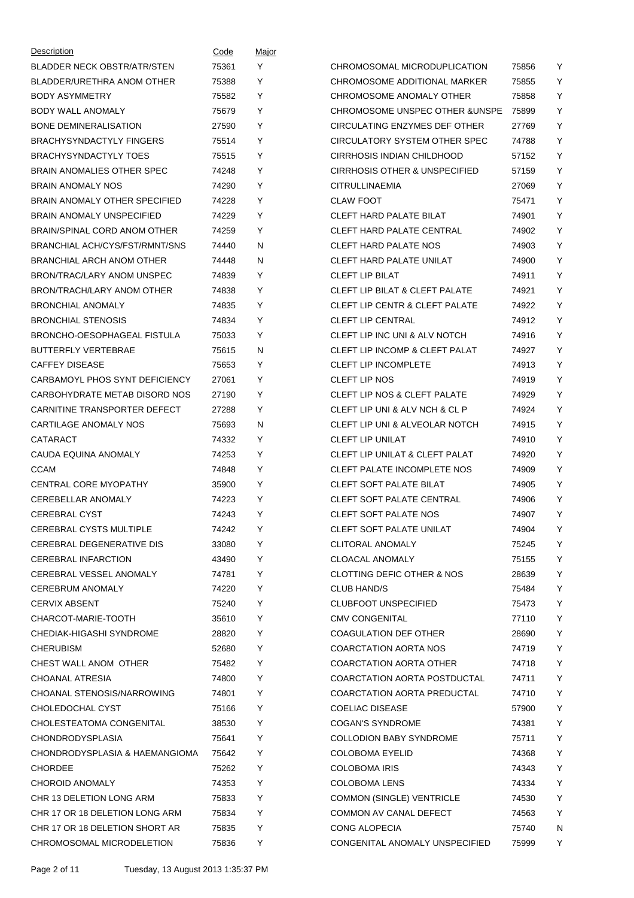| Description | Code | Major |
| --- | --- | --- |
| BLADDER NECK OBSTR/ATR/STEN | 75361 | Y |
| BLADDER/URETHRA ANOM OTHER | 75388 | Y |
| BODY ASYMMETRY | 75582 | Y |
| BODY WALL ANOMALY | 75679 | Y |
| BONE DEMINERALISATION | 27590 | Y |
| BRACHYSYNDACTYLY FINGERS | 75514 | Y |
| BRACHYSYNDACTYLY TOES | 75515 | Y |
| BRAIN ANOMALIES OTHER SPEC | 74248 | Y |
| BRAIN ANOMALY NOS | 74290 | Y |
| BRAIN ANOMALY OTHER SPECIFIED | 74228 | Y |
| BRAIN ANOMALY UNSPECIFIED | 74229 | Y |
| BRAIN/SPINAL CORD ANOM OTHER | 74259 | Y |
| BRANCHIAL ACH/CYS/FST/RMNT/SNS | 74440 | N |
| BRANCHIAL ARCH ANOM OTHER | 74448 | N |
| BRON/TRAC/LARY ANOM UNSPEC | 74839 | Y |
| BRON/TRACH/LARY ANOM OTHER | 74838 | Y |
| BRONCHIAL ANOMALY | 74835 | Y |
| BRONCHIAL STENOSIS | 74834 | Y |
| BRONCHO-OESOPHAGEAL FISTULA | 75033 | Y |
| BUTTERFLY VERTEBRAE | 75615 | N |
| CAFFEY DISEASE | 75653 | Y |
| CARBAMOYL PHOS SYNT DEFICIENCY | 27061 | Y |
| CARBOHYDRATE METAB DISORD NOS | 27190 | Y |
| CARNITINE TRANSPORTER DEFECT | 27288 | Y |
| CARTILAGE ANOMALY NOS | 75693 | N |
| CATARACT | 74332 | Y |
| CAUDA EQUINA ANOMALY | 74253 | Y |
| CCAM | 74848 | Y |
| CENTRAL CORE MYOPATHY | 35900 | Y |
| CEREBELLAR ANOMALY | 74223 | Y |
| CEREBRAL CYST | 74243 | Y |
| CEREBRAL CYSTS MULTIPLE | 74242 | Y |
| CEREBRAL DEGENERATIVE DIS | 33080 | Y |
| CEREBRAL INFARCTION | 43490 | Y |
| CEREBRAL VESSEL ANOMALY | 74781 | Y |
| CEREBRUM ANOMALY | 74220 | Y |
| CERVIX ABSENT | 75240 | Y |
| CHARCOT-MARIE-TOOTH | 35610 | Y |
| CHEDIAK-HIGASHI SYNDROME | 28820 | Y |
| CHERUBISM | 52680 | Y |
| CHEST WALL ANOM OTHER | 75482 | Y |
| CHOANAL ATRESIA | 74800 | Y |
| CHOANAL STENOSIS/NARROWING | 74801 | Y |
| CHOLEDOCHAL CYST | 75166 | Y |
| CHOLESTEATOMA CONGENITAL | 38530 | Y |
| CHONDRODYSPLASIA | 75641 | Y |
| CHONDRODYSPLASIA & HAEMANGIOMA | 75642 | Y |
| CHORDEE | 75262 | Y |
| CHOROID ANOMALY | 74353 | Y |
| CHR 13 DELETION LONG ARM | 75833 | Y |
| CHR 17 OR 18 DELETION LONG ARM | 75834 | Y |
| CHR 17 OR 18 DELETION SHORT AR | 75835 | Y |
| CHROMOSOMAL MICRODELETION | 75836 | Y |
| CHROMOSOMAL MICRODUPLICATION | 75856 | Y |
| CHROMOSOME ADDITIONAL MARKER | 75855 | Y |
| CHROMOSOME ANOMALY OTHER | 75858 | Y |
| CHROMOSOME UNSPEC OTHER &UNSPE | 75899 | Y |
| CIRCULATING ENZYMES DEF OTHER | 27769 | Y |
| CIRCULATORY SYSTEM OTHER SPEC | 74788 | Y |
| CIRRHOSIS INDIAN CHILDHOOD | 57152 | Y |
| CIRRHOSIS OTHER & UNSPECIFIED | 57159 | Y |
| CITRULLINAEMIA | 27069 | Y |
| CLAW FOOT | 75471 | Y |
| CLEFT HARD PALATE BILAT | 74901 | Y |
| CLEFT HARD PALATE CENTRAL | 74902 | Y |
| CLEFT HARD PALATE NOS | 74903 | Y |
| CLEFT HARD PALATE UNILAT | 74900 | Y |
| CLEFT LIP BILAT | 74911 | Y |
| CLEFT LIP BILAT & CLEFT PALATE | 74921 | Y |
| CLEFT LIP CENTR & CLEFT PALATE | 74922 | Y |
| CLEFT LIP CENTRAL | 74912 | Y |
| CLEFT LIP INC UNI & ALV NOTCH | 74916 | Y |
| CLEFT LIP INCOMP & CLEFT PALAT | 74927 | Y |
| CLEFT LIP INCOMPLETE | 74913 | Y |
| CLEFT LIP NOS | 74919 | Y |
| CLEFT LIP NOS & CLEFT PALATE | 74929 | Y |
| CLEFT LIP UNI & ALV NCH & CL P | 74924 | Y |
| CLEFT LIP UNI & ALVEOLAR NOTCH | 74915 | Y |
| CLEFT LIP UNILAT | 74910 | Y |
| CLEFT LIP UNILAT & CLEFT PALAT | 74920 | Y |
| CLEFT PALATE INCOMPLETE NOS | 74909 | Y |
| CLEFT SOFT PALATE BILAT | 74905 | Y |
| CLEFT SOFT PALATE CENTRAL | 74906 | Y |
| CLEFT SOFT PALATE NOS | 74907 | Y |
| CLEFT SOFT PALATE UNILAT | 74904 | Y |
| CLITORAL ANOMALY | 75245 | Y |
| CLOACAL ANOMALY | 75155 | Y |
| CLOTTING DEFIC OTHER & NOS | 28639 | Y |
| CLUB HAND/S | 75484 | Y |
| CLUBFOOT UNSPECIFIED | 75473 | Y |
| CMV CONGENITAL | 77110 | Y |
| COAGULATION DEF OTHER | 28690 | Y |
| COARCTATION AORTA NOS | 74719 | Y |
| COARCTATION AORTA OTHER | 74718 | Y |
| COARCTATION AORTA POSTDUCTAL | 74711 | Y |
| COARCTATION AORTA PREDUCTAL | 74710 | Y |
| COELIAC DISEASE | 57900 | Y |
| COGAN'S SYNDROME | 74381 | Y |
| COLLODION BABY SYNDROME | 75711 | Y |
| COLOBOMA EYELID | 74368 | Y |
| COLOBOMA IRIS | 74343 | Y |
| COLOBOMA LENS | 74334 | Y |
| COMMON (SINGLE) VENTRICLE | 74530 | Y |
| COMMON AV CANAL DEFECT | 74563 | Y |
| CONG ALOPECIA | 75740 | N |
| CONGENITAL ANOMALY UNSPECIFIED | 75999 | Y |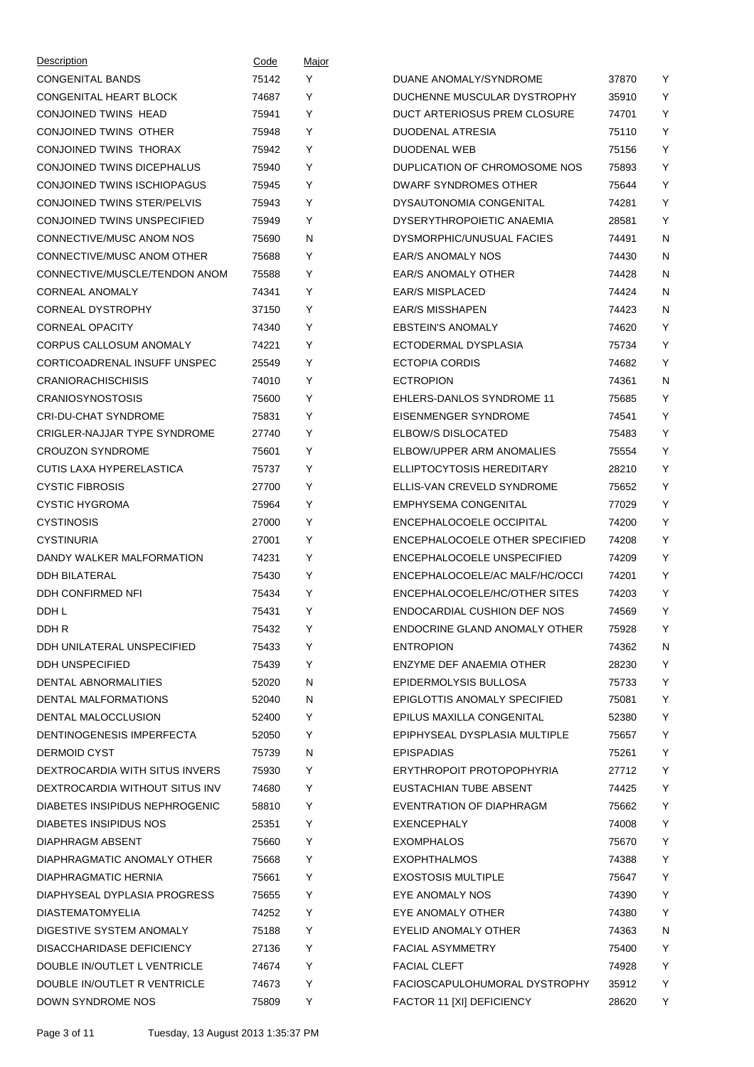| Description | Code | Major |
|---|---|---|
| CONGENITAL BANDS | 75142 | Y |
| CONGENITAL HEART BLOCK | 74687 | Y |
| CONJOINED TWINS HEAD | 75941 | Y |
| CONJOINED TWINS OTHER | 75948 | Y |
| CONJOINED TWINS THORAX | 75942 | Y |
| CONJOINED TWINS DICEPHALUS | 75940 | Y |
| CONJOINED TWINS ISCHIOPAGUS | 75945 | Y |
| CONJOINED TWINS STER/PELVIS | 75943 | Y |
| CONJOINED TWINS UNSPECIFIED | 75949 | Y |
| CONNECTIVE/MUSC ANOM NOS | 75690 | N |
| CONNECTIVE/MUSC ANOM OTHER | 75688 | Y |
| CONNECTIVE/MUSCLE/TENDON ANOM | 75588 | Y |
| CORNEAL ANOMALY | 74341 | Y |
| CORNEAL DYSTROPHY | 37150 | Y |
| CORNEAL OPACITY | 74340 | Y |
| CORPUS CALLOSUM ANOMALY | 74221 | Y |
| CORTICOADRENAL INSUFF UNSPEC | 25549 | Y |
| CRANIORACHISCHISIS | 74010 | Y |
| CRANIOSYNOSTOSIS | 75600 | Y |
| CRI-DU-CHAT SYNDROME | 75831 | Y |
| CRIGLER-NAJJAR TYPE SYNDROME | 27740 | Y |
| CROUZON SYNDROME | 75601 | Y |
| CUTIS LAXA HYPERELASTICA | 75737 | Y |
| CYSTIC FIBROSIS | 27700 | Y |
| CYSTIC HYGROMA | 75964 | Y |
| CYSTINOSIS | 27000 | Y |
| CYSTINURIA | 27001 | Y |
| DANDY WALKER MALFORMATION | 74231 | Y |
| DDH BILATERAL | 75430 | Y |
| DDH CONFIRMED NFI | 75434 | Y |
| DDH L | 75431 | Y |
| DDH R | 75432 | Y |
| DDH UNILATERAL UNSPECIFIED | 75433 | Y |
| DDH UNSPECIFIED | 75439 | Y |
| DENTAL ABNORMALITIES | 52020 | N |
| DENTAL MALFORMATIONS | 52040 | N |
| DENTAL MALOCCLUSION | 52400 | Y |
| DENTINOGENESIS IMPERFECTA | 52050 | Y |
| DERMOID CYST | 75739 | N |
| DEXTROCARDIA WITH SITUS INVERS | 75930 | Y |
| DEXTROCARDIA WITHOUT SITUS INV | 74680 | Y |
| DIABETES INSIPIDUS NEPHROGENIC | 58810 | Y |
| DIABETES INSIPIDUS NOS | 25351 | Y |
| DIAPHRAGM ABSENT | 75660 | Y |
| DIAPHRAGMATIC ANOMALY OTHER | 75668 | Y |
| DIAPHRAGMATIC HERNIA | 75661 | Y |
| DIAPHYSEAL DYPLASIA PROGRESS | 75655 | Y |
| DIASTEMATOMYELIA | 74252 | Y |
| DIGESTIVE SYSTEM ANOMALY | 75188 | Y |
| DISACCHARIDASE DEFICIENCY | 27136 | Y |
| DOUBLE IN/OUTLET L VENTRICLE | 74674 | Y |
| DOUBLE IN/OUTLET R VENTRICLE | 74673 | Y |
| DOWN SYNDROME NOS | 75809 | Y |
| DUANE ANOMALY/SYNDROME | 37870 | Y |
| DUCHENNE MUSCULAR DYSTROPHY | 35910 | Y |
| DUCT ARTERIOSUS PREM CLOSURE | 74701 | Y |
| DUODENAL ATRESIA | 75110 | Y |
| DUODENAL WEB | 75156 | Y |
| DUPLICATION OF CHROMOSOME NOS | 75893 | Y |
| DWARF SYNDROMES OTHER | 75644 | Y |
| DYSAUTONOMIA CONGENITAL | 74281 | Y |
| DYSERYTHROPOIETIC ANAEMIA | 28581 | Y |
| DYSMORPHIC/UNUSUAL FACIES | 74491 | N |
| EAR/S ANOMALY NOS | 74430 | N |
| EAR/S ANOMALY OTHER | 74428 | N |
| EAR/S MISPLACED | 74424 | N |
| EAR/S MISSHAPEN | 74423 | N |
| EBSTEIN'S ANOMALY | 74620 | Y |
| ECTODERMAL DYSPLASIA | 75734 | Y |
| ECTOPIA CORDIS | 74682 | Y |
| ECTROPION | 74361 | N |
| EHLERS-DANLOS SYNDROME 11 | 75685 | Y |
| EISENMENGER SYNDROME | 74541 | Y |
| ELBOW/S DISLOCATED | 75483 | Y |
| ELBOW/UPPER ARM ANOMALIES | 75554 | Y |
| ELLIPTOCYTOSIS HEREDITARY | 28210 | Y |
| ELLIS-VAN CREVELD SYNDROME | 75652 | Y |
| EMPHYSEMA CONGENITAL | 77029 | Y |
| ENCEPHALOCOELE OCCIPITAL | 74200 | Y |
| ENCEPHALOCOELE OTHER SPECIFIED | 74208 | Y |
| ENCEPHALOCOELE UNSPECIFIED | 74209 | Y |
| ENCEPHALOCOELE/AC MALF/HC/OCCI | 74201 | Y |
| ENCEPHALOCOELE/HC/OTHER SITES | 74203 | Y |
| ENDOCARDIAL CUSHION DEF NOS | 74569 | Y |
| ENDOCRINE GLAND ANOMALY OTHER | 75928 | Y |
| ENTROPION | 74362 | N |
| ENZYME DEF ANAEMIA OTHER | 28230 | Y |
| EPIDERMOLYSIS BULLOSA | 75733 | Y |
| EPIGLOTTIS ANOMALY SPECIFIED | 75081 | Y |
| EPILUS MAXILLA CONGENITAL | 52380 | Y |
| EPIPHYSEAL DYSPLASIA MULTIPLE | 75657 | Y |
| EPISPADIAS | 75261 | Y |
| ERYTHROPOIT PROTOPOPHYRIA | 27712 | Y |
| EUSTACHIAN TUBE ABSENT | 74425 | Y |
| EVENTRATION OF DIAPHRAGM | 75662 | Y |
| EXENCEPHALY | 74008 | Y |
| EXOMPHALOS | 75670 | Y |
| EXOPHTHALMOS | 74388 | Y |
| EXOSTOSIS MULTIPLE | 75647 | Y |
| EYE ANOMALY NOS | 74390 | Y |
| EYE ANOMALY OTHER | 74380 | Y |
| EYELID ANOMALY OTHER | 74363 | N |
| FACIAL ASYMMETRY | 75400 | Y |
| FACIAL CLEFT | 74928 | Y |
| FACIOSCAPULOHUMORAL DYSTROPHY | 35912 | Y |
| FACTOR 11 [XI] DEFICIENCY | 28620 | Y |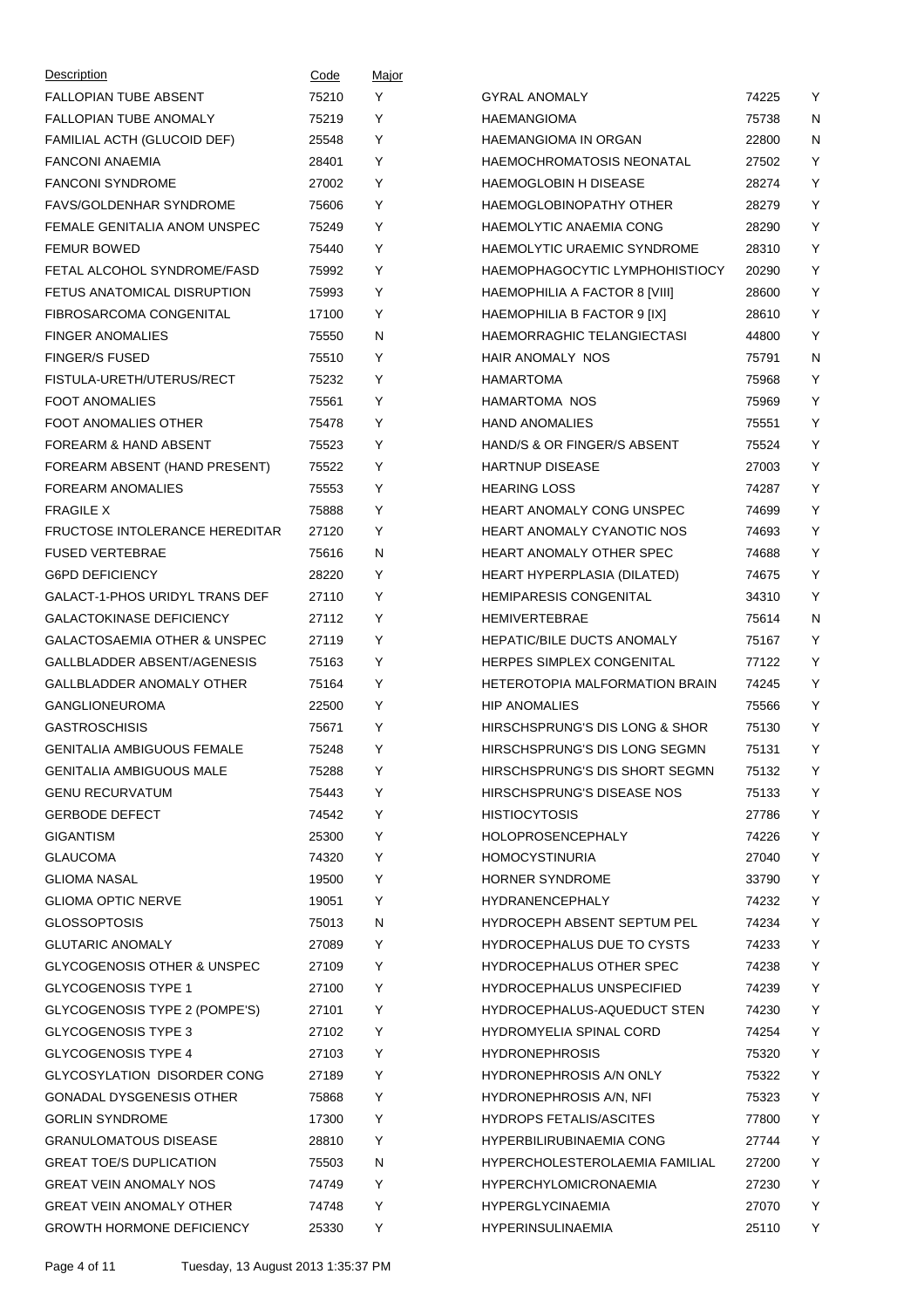| Description | Code | Major |
|---|---|---|
| FALLOPIAN TUBE ABSENT | 75210 | Y |
| FALLOPIAN TUBE ANOMALY | 75219 | Y |
| FAMILIAL ACTH (GLUCOID DEF) | 25548 | Y |
| FANCONI ANAEMIA | 28401 | Y |
| FANCONI SYNDROME | 27002 | Y |
| FAVS/GOLDENHAR SYNDROME | 75606 | Y |
| FEMALE GENITALIA ANOM UNSPEC | 75249 | Y |
| FEMUR BOWED | 75440 | Y |
| FETAL ALCOHOL SYNDROME/FASD | 75992 | Y |
| FETUS ANATOMICAL DISRUPTION | 75993 | Y |
| FIBROSARCOMA CONGENITAL | 17100 | Y |
| FINGER ANOMALIES | 75550 | N |
| FINGER/S FUSED | 75510 | Y |
| FISTULA-URETH/UTERUS/RECT | 75232 | Y |
| FOOT ANOMALIES | 75561 | Y |
| FOOT ANOMALIES OTHER | 75478 | Y |
| FOREARM & HAND ABSENT | 75523 | Y |
| FOREARM ABSENT (HAND PRESENT) | 75522 | Y |
| FOREARM ANOMALIES | 75553 | Y |
| FRAGILE X | 75888 | Y |
| FRUCTOSE INTOLERANCE HEREDITAR | 27120 | Y |
| FUSED VERTEBRAE | 75616 | N |
| G6PD DEFICIENCY | 28220 | Y |
| GALACT-1-PHOS URIDYL TRANS DEF | 27110 | Y |
| GALACTOKINASE DEFICIENCY | 27112 | Y |
| GALACTOSAEMIA OTHER & UNSPEC | 27119 | Y |
| GALLBLADDER ABSENT/AGENESIS | 75163 | Y |
| GALLBLADDER ANOMALY OTHER | 75164 | Y |
| GANGLIONEUROMA | 22500 | Y |
| GASTROSCHISIS | 75671 | Y |
| GENITALIA AMBIGUOUS FEMALE | 75248 | Y |
| GENITALIA AMBIGUOUS MALE | 75288 | Y |
| GENU RECURVATUM | 75443 | Y |
| GERBODE DEFECT | 74542 | Y |
| GIGANTISM | 25300 | Y |
| GLAUCOMA | 74320 | Y |
| GLIOMA NASAL | 19500 | Y |
| GLIOMA OPTIC NERVE | 19051 | Y |
| GLOSSOPTOSIS | 75013 | N |
| GLUTARIC ANOMALY | 27089 | Y |
| GLYCOGENOSIS OTHER & UNSPEC | 27109 | Y |
| GLYCOGENOSIS TYPE 1 | 27100 | Y |
| GLYCOGENOSIS TYPE 2 (POMPE'S) | 27101 | Y |
| GLYCOGENOSIS TYPE 3 | 27102 | Y |
| GLYCOGENOSIS TYPE 4 | 27103 | Y |
| GLYCOSYLATION DISORDER CONG | 27189 | Y |
| GONADAL DYSGENESIS OTHER | 75868 | Y |
| GORLIN SYNDROME | 17300 | Y |
| GRANULOMATOUS DISEASE | 28810 | Y |
| GREAT TOE/S DUPLICATION | 75503 | N |
| GREAT VEIN ANOMALY NOS | 74749 | Y |
| GREAT VEIN ANOMALY OTHER | 74748 | Y |
| GROWTH HORMONE DEFICIENCY | 25330 | Y |
| GYRAL ANOMALY | 74225 | Y |
| HAEMANGIOMA | 75738 | N |
| HAEMANGIOMA IN ORGAN | 22800 | N |
| HAEMOCHROMATOSIS NEONATAL | 27502 | Y |
| HAEMOGLOBIN H DISEASE | 28274 | Y |
| HAEMOGLOBINOPATHY OTHER | 28279 | Y |
| HAEMOLYTIC ANAEMIA CONG | 28290 | Y |
| HAEMOLYTIC URAEMIC SYNDROME | 28310 | Y |
| HAEMOPHAGOCYTIC LYMPHOHISTIOCY | 20290 | Y |
| HAEMOPHILIA A FACTOR 8 [VIII] | 28600 | Y |
| HAEMOPHILIA B FACTOR 9 [IX] | 28610 | Y |
| HAEMORRAGHIC TELANGIECTASI | 44800 | Y |
| HAIR ANOMALY NOS | 75791 | N |
| HAMARTOMA | 75968 | Y |
| HAMARTOMA NOS | 75969 | Y |
| HAND ANOMALIES | 75551 | Y |
| HAND/S & OR FINGER/S ABSENT | 75524 | Y |
| HARTNUP DISEASE | 27003 | Y |
| HEARING LOSS | 74287 | Y |
| HEART ANOMALY CONG UNSPEC | 74699 | Y |
| HEART ANOMALY CYANOTIC NOS | 74693 | Y |
| HEART ANOMALY OTHER SPEC | 74688 | Y |
| HEART HYPERPLASIA (DILATED) | 74675 | Y |
| HEMIPARESIS CONGENITAL | 34310 | Y |
| HEMIVERTEBRAE | 75614 | N |
| HEPATIC/BILE DUCTS ANOMALY | 75167 | Y |
| HERPES SIMPLEX CONGENITAL | 77122 | Y |
| HETEROTOPIA MALFORMATION BRAIN | 74245 | Y |
| HIP ANOMALIES | 75566 | Y |
| HIRSCHSPRUNG'S DIS LONG & SHOR | 75130 | Y |
| HIRSCHSPRUNG'S DIS LONG SEGMN | 75131 | Y |
| HIRSCHSPRUNG'S DIS SHORT SEGMN | 75132 | Y |
| HIRSCHSPRUNG'S DISEASE NOS | 75133 | Y |
| HISTIOCYTOSIS | 27786 | Y |
| HOLOPROSENCEPHALY | 74226 | Y |
| HOMOCYSTINURIA | 27040 | Y |
| HORNER SYNDROME | 33790 | Y |
| HYDRANENCEPHALY | 74232 | Y |
| HYDROCEPH ABSENT SEPTUM PEL | 74234 | Y |
| HYDROCEPHALUS DUE TO CYSTS | 74233 | Y |
| HYDROCEPHALUS OTHER SPEC | 74238 | Y |
| HYDROCEPHALUS UNSPECIFIED | 74239 | Y |
| HYDROCEPHALUS-AQUEDUCT STEN | 74230 | Y |
| HYDROMYELIA SPINAL CORD | 74254 | Y |
| HYDRONEPHROSIS | 75320 | Y |
| HYDRONEPHROSIS A/N ONLY | 75322 | Y |
| HYDRONEPHROSIS A/N, NFI | 75323 | Y |
| HYDROPS FETALIS/ASCITES | 77800 | Y |
| HYPERBILIRUBINAEMIA CONG | 27744 | Y |
| HYPERCHOLESTEROLAEMIA FAMILIAL | 27200 | Y |
| HYPERCHYLOMICRONAEMIA | 27230 | Y |
| HYPERGLYCINAEMIA | 27070 | Y |
| HYPERINSULINAEMIA | 25110 | Y |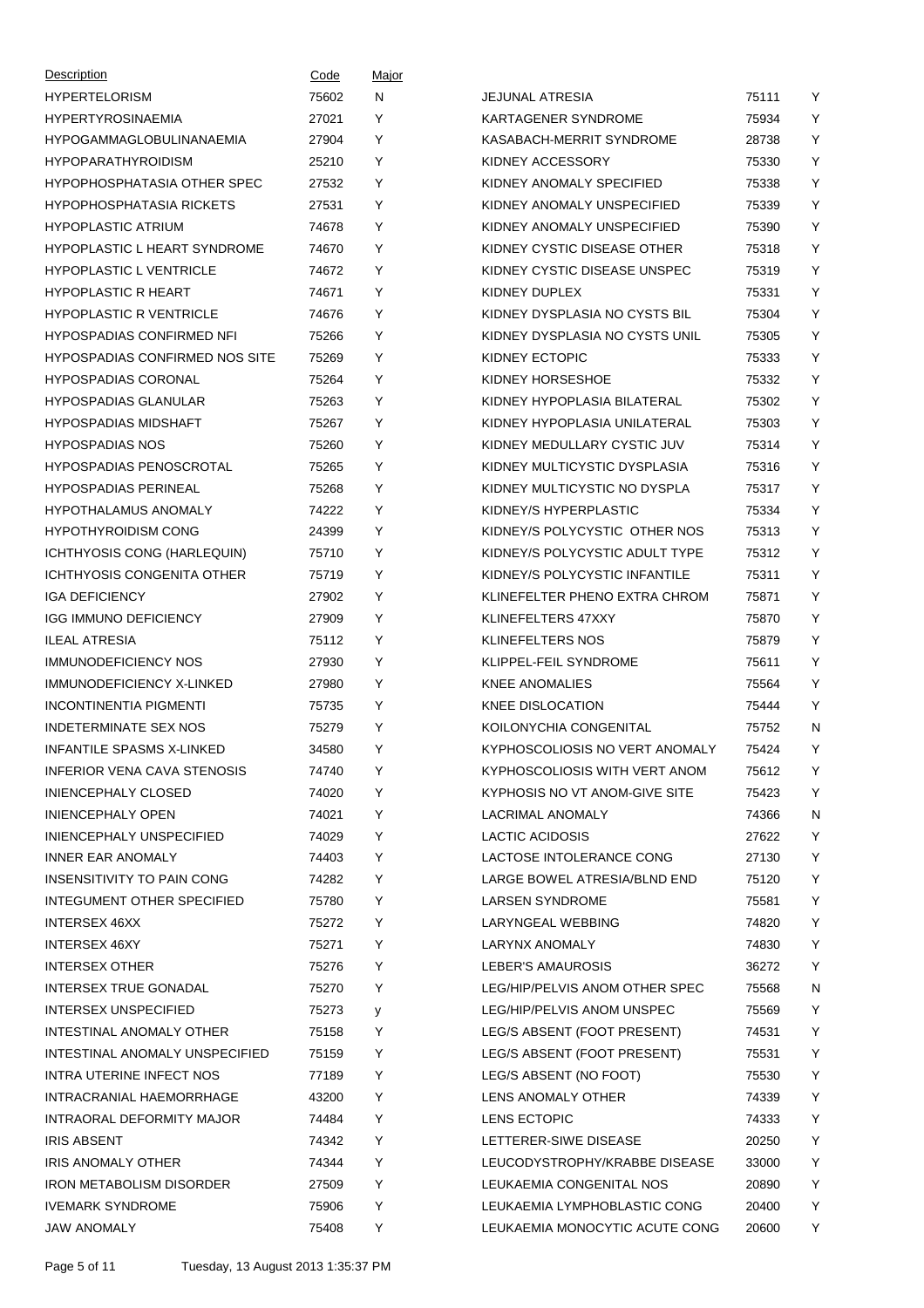| Description | Code | Major |
|---|---|---|
| HYPERTELORISM | 75602 | N |
| HYPERTYROSINAEMIA | 27021 | Y |
| HYPOGAMMAGLOBULINANAEMIA | 27904 | Y |
| HYPOPARATHYROIDISM | 25210 | Y |
| HYPOPHOSPHATASIA OTHER SPEC | 27532 | Y |
| HYPOPHOSPHATASIA RICKETS | 27531 | Y |
| HYPOPLASTIC ATRIUM | 74678 | Y |
| HYPOPLASTIC L HEART SYNDROME | 74670 | Y |
| HYPOPLASTIC L VENTRICLE | 74672 | Y |
| HYPOPLASTIC R HEART | 74671 | Y |
| HYPOPLASTIC R VENTRICLE | 74676 | Y |
| HYPOSPADIAS CONFIRMED NFI | 75266 | Y |
| HYPOSPADIAS CONFIRMED NOS SITE | 75269 | Y |
| HYPOSPADIAS CORONAL | 75264 | Y |
| HYPOSPADIAS GLANULAR | 75263 | Y |
| HYPOSPADIAS MIDSHAFT | 75267 | Y |
| HYPOSPADIAS NOS | 75260 | Y |
| HYPOSPADIAS PENOSCROTAL | 75265 | Y |
| HYPOSPADIAS PERINEAL | 75268 | Y |
| HYPOTHALAMUS ANOMALY | 74222 | Y |
| HYPOTHYROIDISM CONG | 24399 | Y |
| ICHTHYOSIS CONG (HARLEQUIN) | 75710 | Y |
| ICHTHYOSIS CONGENITA OTHER | 75719 | Y |
| IGA DEFICIENCY | 27902 | Y |
| IGG IMMUNO DEFICIENCY | 27909 | Y |
| ILEAL ATRESIA | 75112 | Y |
| IMMUNODEFICIENCY NOS | 27930 | Y |
| IMMUNODEFICIENCY X-LINKED | 27980 | Y |
| INCONTINENTIA PIGMENTI | 75735 | Y |
| INDETERMINATE SEX NOS | 75279 | Y |
| INFANTILE SPASMS X-LINKED | 34580 | Y |
| INFERIOR VENA CAVA STENOSIS | 74740 | Y |
| INIENCEPHALY CLOSED | 74020 | Y |
| INIENCEPHALY OPEN | 74021 | Y |
| INIENCEPHALY UNSPECIFIED | 74029 | Y |
| INNER EAR ANOMALY | 74403 | Y |
| INSENSITIVITY TO PAIN CONG | 74282 | Y |
| INTEGUMENT OTHER SPECIFIED | 75780 | Y |
| INTERSEX 46XX | 75272 | Y |
| INTERSEX 46XY | 75271 | Y |
| INTERSEX OTHER | 75276 | Y |
| INTERSEX TRUE GONADAL | 75270 | Y |
| INTERSEX UNSPECIFIED | 75273 | y |
| INTESTINAL ANOMALY OTHER | 75158 | Y |
| INTESTINAL ANOMALY UNSPECIFIED | 75159 | Y |
| INTRA UTERINE INFECT NOS | 77189 | Y |
| INTRACRANIAL HAEMORRHAGE | 43200 | Y |
| INTRAORAL DEFORMITY MAJOR | 74484 | Y |
| IRIS ABSENT | 74342 | Y |
| IRIS ANOMALY OTHER | 74344 | Y |
| IRON METABOLISM DISORDER | 27509 | Y |
| IVEMARK SYNDROME | 75906 | Y |
| JAW ANOMALY | 75408 | Y |
| JEJUNAL ATRESIA | 75111 | Y |
| KARTAGENER SYNDROME | 75934 | Y |
| KASABACH-MERRIT SYNDROME | 28738 | Y |
| KIDNEY ACCESSORY | 75330 | Y |
| KIDNEY ANOMALY SPECIFIED | 75338 | Y |
| KIDNEY ANOMALY UNSPECIFIED | 75339 | Y |
| KIDNEY ANOMALY UNSPECIFIED | 75390 | Y |
| KIDNEY CYSTIC DISEASE OTHER | 75318 | Y |
| KIDNEY CYSTIC DISEASE UNSPEC | 75319 | Y |
| KIDNEY DUPLEX | 75331 | Y |
| KIDNEY DYSPLASIA NO CYSTS BIL | 75304 | Y |
| KIDNEY DYSPLASIA NO CYSTS UNIL | 75305 | Y |
| KIDNEY ECTOPIC | 75333 | Y |
| KIDNEY HORSESHOE | 75332 | Y |
| KIDNEY HYPOPLASIA BILATERAL | 75302 | Y |
| KIDNEY HYPOPLASIA UNILATERAL | 75303 | Y |
| KIDNEY MEDULLARY CYSTIC JUV | 75314 | Y |
| KIDNEY MULTICYSTIC DYSPLASIA | 75316 | Y |
| KIDNEY MULTICYSTIC NO DYSPLA | 75317 | Y |
| KIDNEY/S HYPERPLASTIC | 75334 | Y |
| KIDNEY/S POLYCYSTIC OTHER NOS | 75313 | Y |
| KIDNEY/S POLYCYSTIC ADULT TYPE | 75312 | Y |
| KIDNEY/S POLYCYSTIC INFANTILE | 75311 | Y |
| KLINEFELTER PHENO EXTRA CHROM | 75871 | Y |
| KLINEFELTERS 47XXY | 75870 | Y |
| KLINEFELTERS NOS | 75879 | Y |
| KLIPPEL-FEIL SYNDROME | 75611 | Y |
| KNEE ANOMALIES | 75564 | Y |
| KNEE DISLOCATION | 75444 | Y |
| KOILONYCHIA CONGENITAL | 75752 | N |
| KYPHOSCOLIOSIS NO VERT ANOMALY | 75424 | Y |
| KYPHOSCOLIOSIS WITH VERT ANOM | 75612 | Y |
| KYPHOSIS NO VT ANOM-GIVE SITE | 75423 | Y |
| LACRIMAL ANOMALY | 74366 | N |
| LACTIC ACIDOSIS | 27622 | Y |
| LACTOSE INTOLERANCE CONG | 27130 | Y |
| LARGE BOWEL ATRESIA/BLND END | 75120 | Y |
| LARSEN SYNDROME | 75581 | Y |
| LARYNGEAL WEBBING | 74820 | Y |
| LARYNX ANOMALY | 74830 | Y |
| LEBER'S AMAUROSIS | 36272 | Y |
| LEG/HIP/PELVIS ANOM OTHER SPEC | 75568 | N |
| LEG/HIP/PELVIS ANOM UNSPEC | 75569 | Y |
| LEG/S ABSENT (FOOT PRESENT) | 74531 | Y |
| LEG/S ABSENT (FOOT PRESENT) | 75531 | Y |
| LEG/S ABSENT (NO FOOT) | 75530 | Y |
| LENS ANOMALY OTHER | 74339 | Y |
| LENS ECTOPIC | 74333 | Y |
| LETTERER-SIWE DISEASE | 20250 | Y |
| LEUCODYSTROPHY/KRABBE DISEASE | 33000 | Y |
| LEUKAEMIA CONGENITAL NOS | 20890 | Y |
| LEUKAEMIA LYMPHOBLASTIC CONG | 20400 | Y |
| LEUKAEMIA MONOCYTIC ACUTE CONG | 20600 | Y |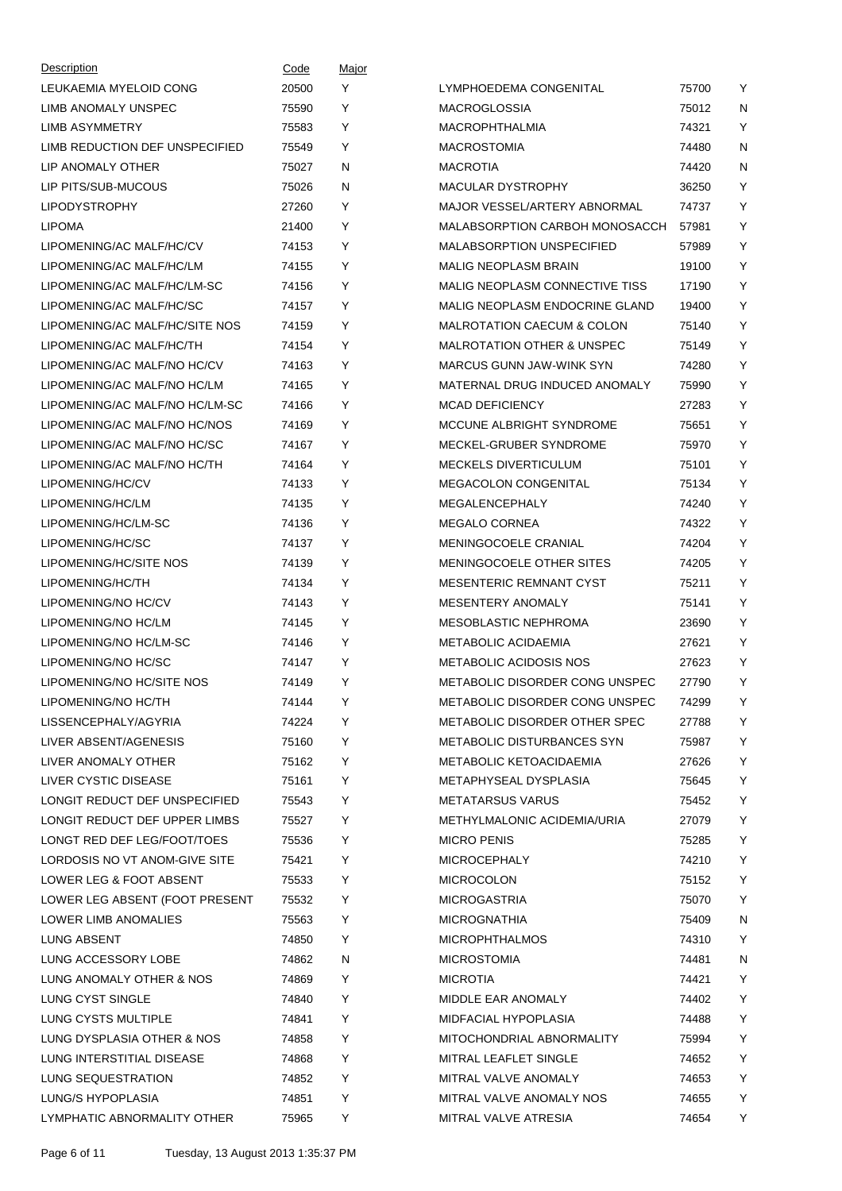| Description | Code | Major |
|---|---|---|
| LEUKAEMIA MYELOID CONG | 20500 | Y |
| LIMB ANOMALY UNSPEC | 75590 | Y |
| LIMB ASYMMETRY | 75583 | Y |
| LIMB REDUCTION DEF UNSPECIFIED | 75549 | Y |
| LIP ANOMALY OTHER | 75027 | N |
| LIP PITS/SUB-MUCOUS | 75026 | N |
| LIPODYSTROPHY | 27260 | Y |
| LIPOMA | 21400 | Y |
| LIPOMENING/AC MALF/HC/CV | 74153 | Y |
| LIPOMENING/AC MALF/HC/LM | 74155 | Y |
| LIPOMENING/AC MALF/HC/LM-SC | 74156 | Y |
| LIPOMENING/AC MALF/HC/SC | 74157 | Y |
| LIPOMENING/AC MALF/HC/SITE NOS | 74159 | Y |
| LIPOMENING/AC MALF/HC/TH | 74154 | Y |
| LIPOMENING/AC MALF/NO HC/CV | 74163 | Y |
| LIPOMENING/AC MALF/NO HC/LM | 74165 | Y |
| LIPOMENING/AC MALF/NO HC/LM-SC | 74166 | Y |
| LIPOMENING/AC MALF/NO HC/NOS | 74169 | Y |
| LIPOMENING/AC MALF/NO HC/SC | 74167 | Y |
| LIPOMENING/AC MALF/NO HC/TH | 74164 | Y |
| LIPOMENING/HC/CV | 74133 | Y |
| LIPOMENING/HC/LM | 74135 | Y |
| LIPOMENING/HC/LM-SC | 74136 | Y |
| LIPOMENING/HC/SC | 74137 | Y |
| LIPOMENING/HC/SITE NOS | 74139 | Y |
| LIPOMENING/HC/TH | 74134 | Y |
| LIPOMENING/NO HC/CV | 74143 | Y |
| LIPOMENING/NO HC/LM | 74145 | Y |
| LIPOMENING/NO HC/LM-SC | 74146 | Y |
| LIPOMENING/NO HC/SC | 74147 | Y |
| LIPOMENING/NO HC/SITE NOS | 74149 | Y |
| LIPOMENING/NO HC/TH | 74144 | Y |
| LISSENCEPHALY/AGYRIA | 74224 | Y |
| LIVER ABSENT/AGENESIS | 75160 | Y |
| LIVER ANOMALY OTHER | 75162 | Y |
| LIVER CYSTIC DISEASE | 75161 | Y |
| LONGIT REDUCT DEF UNSPECIFIED | 75543 | Y |
| LONGIT REDUCT DEF UPPER LIMBS | 75527 | Y |
| LONGT RED DEF LEG/FOOT/TOES | 75536 | Y |
| LORDOSIS NO VT ANOM-GIVE SITE | 75421 | Y |
| LOWER LEG & FOOT ABSENT | 75533 | Y |
| LOWER LEG ABSENT (FOOT PRESENT | 75532 | Y |
| LOWER LIMB ANOMALIES | 75563 | Y |
| LUNG ABSENT | 74850 | Y |
| LUNG ACCESSORY LOBE | 74862 | N |
| LUNG ANOMALY OTHER & NOS | 74869 | Y |
| LUNG CYST SINGLE | 74840 | Y |
| LUNG CYSTS MULTIPLE | 74841 | Y |
| LUNG DYSPLASIA OTHER & NOS | 74858 | Y |
| LUNG INTERSTITIAL DISEASE | 74868 | Y |
| LUNG SEQUESTRATION | 74852 | Y |
| LUNG/S HYPOPLASIA | 74851 | Y |
| LYMPHATIC ABNORMALITY OTHER | 75965 | Y |
| LYMPHOEDEMA CONGENITAL | 75700 | Y |
| MACROGLOSSIA | 75012 | N |
| MACROPHTHALMIA | 74321 | Y |
| MACROSTOMIA | 74480 | N |
| MACROTIA | 74420 | N |
| MACULAR DYSTROPHY | 36250 | Y |
| MAJOR VESSEL/ARTERY ABNORMAL | 74737 | Y |
| MALABSORPTION CARBOH MONOSACCH | 57981 | Y |
| MALABSORPTION UNSPECIFIED | 57989 | Y |
| MALIG NEOPLASM BRAIN | 19100 | Y |
| MALIG NEOPLASM CONNECTIVE TISS | 17190 | Y |
| MALIG NEOPLASM ENDOCRINE GLAND | 19400 | Y |
| MALROTATION CAECUM & COLON | 75140 | Y |
| MALROTATION OTHER & UNSPEC | 75149 | Y |
| MARCUS GUNN JAW-WINK SYN | 74280 | Y |
| MATERNAL DRUG INDUCED ANOMALY | 75990 | Y |
| MCAD DEFICIENCY | 27283 | Y |
| MCCUNE ALBRIGHT SYNDROME | 75651 | Y |
| MECKEL-GRUBER SYNDROME | 75970 | Y |
| MECKELS DIVERTICULUM | 75101 | Y |
| MEGACOLON CONGENITAL | 75134 | Y |
| MEGALENCEPHALY | 74240 | Y |
| MEGALO CORNEA | 74322 | Y |
| MENINGOCOELE CRANIAL | 74204 | Y |
| MENINGOCOELE OTHER SITES | 74205 | Y |
| MESENTERIC REMNANT CYST | 75211 | Y |
| MESENTERY ANOMALY | 75141 | Y |
| MESOBLASTIC NEPHROMA | 23690 | Y |
| METABOLIC ACIDAEMIA | 27621 | Y |
| METABOLIC ACIDOSIS NOS | 27623 | Y |
| METABOLIC DISORDER CONG UNSPEC | 27790 | Y |
| METABOLIC DISORDER CONG UNSPEC | 74299 | Y |
| METABOLIC DISORDER OTHER SPEC | 27788 | Y |
| METABOLIC DISTURBANCES SYN | 75987 | Y |
| METABOLIC KETOACIDAEMIA | 27626 | Y |
| METAPHYSEAL DYSPLASIA | 75645 | Y |
| METATARSUS VARUS | 75452 | Y |
| METHYLMALONIC ACIDEMIA/URIA | 27079 | Y |
| MICRO PENIS | 75285 | Y |
| MICROCEPHALY | 74210 | Y |
| MICROCOLON | 75152 | Y |
| MICROGASTRIA | 75070 | Y |
| MICROGNATHIA | 75409 | N |
| MICROPHTHALMOS | 74310 | Y |
| MICROSTOMIA | 74481 | N |
| MICROTIA | 74421 | Y |
| MIDDLE EAR ANOMALY | 74402 | Y |
| MIDFACIAL HYPOPLASIA | 74488 | Y |
| MITOCHONDRIAL ABNORMALITY | 75994 | Y |
| MITRAL LEAFLET SINGLE | 74652 | Y |
| MITRAL VALVE ANOMALY | 74653 | Y |
| MITRAL VALVE ANOMALY NOS | 74655 | Y |
| MITRAL VALVE ATRESIA | 74654 | Y |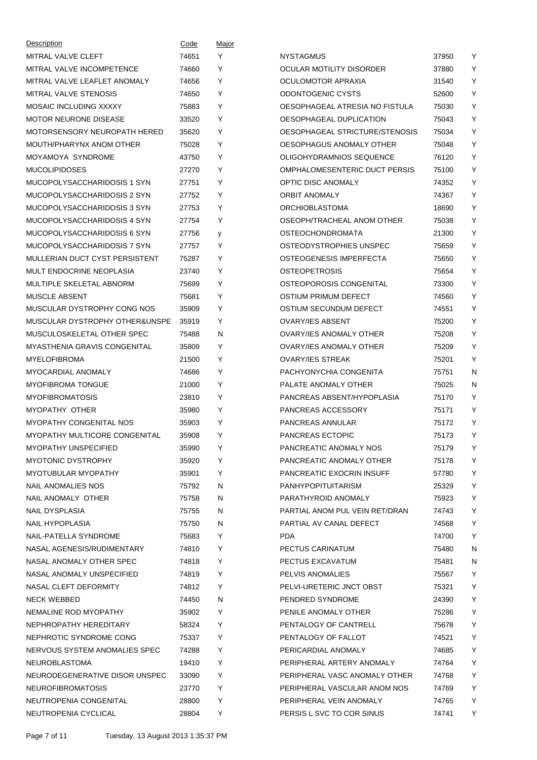| Description | Code | Major |
|---|---|---|
| MITRAL VALVE CLEFT | 74651 | Y |
| MITRAL VALVE INCOMPETENCE | 74660 | Y |
| MITRAL VALVE LEAFLET ANOMALY | 74656 | Y |
| MITRAL VALVE STENOSIS | 74650 | Y |
| MOSAIC INCLUDING XXXXY | 75883 | Y |
| MOTOR NEURONE DISEASE | 33520 | Y |
| MOTORSENSORY NEUROPATH HERED | 35620 | Y |
| MOUTH/PHARYNX ANOM OTHER | 75028 | Y |
| MOYAMOYA SYNDROME | 43750 | Y |
| MUCOLIPIDOSES | 27270 | Y |
| MUCOPOLYSACCHARIDOSIS 1 SYN | 27751 | Y |
| MUCOPOLYSACCHARIDOSIS 2 SYN | 27752 | Y |
| MUCOPOLYSACCHARIDOSIS 3 SYN | 27753 | Y |
| MUCOPOLYSACCHARIDOSIS 4 SYN | 27754 | Y |
| MUCOPOLYSACCHARIDOSIS 6 SYN | 27756 | y |
| MUCOPOLYSACCHARIDOSIS 7 SYN | 27757 | Y |
| MULLERIAN DUCT CYST PERSISTENT | 75287 | Y |
| MULT ENDOCRINE NEOPLASIA | 23740 | Y |
| MULTIPLE SKELETAL ABNORM | 75699 | Y |
| MUSCLE ABSENT | 75681 | Y |
| MUSCULAR DYSTROPHY CONG NOS | 35909 | Y |
| MUSCULAR DYSTROPHY OTHER&UNSPE | 35919 | Y |
| MUSCULOSKELETAL OTHER SPEC | 75488 | N |
| MYASTHENIA GRAVIS CONGENITAL | 35809 | Y |
| MYELOFIBROMA | 21500 | Y |
| MYOCARDIAL ANOMALY | 74686 | Y |
| MYOFIBROMA TONGUE | 21000 | Y |
| MYOFIBROMATOSIS | 23810 | Y |
| MYOPATHY OTHER | 35980 | Y |
| MYOPATHY CONGENITAL NOS | 35903 | Y |
| MYOPATHY MULTICORE CONGENITAL | 35908 | Y |
| MYOPATHY UNSPECIFIED | 35990 | Y |
| MYOTONIC DYSTROPHY | 35920 | Y |
| MYOTUBULAR MYOPATHY | 35901 | Y |
| NAIL ANOMALIES NOS | 75792 | N |
| NAIL ANOMALY OTHER | 75758 | N |
| NAIL DYSPLASIA | 75755 | N |
| NAIL HYPOPLASIA | 75750 | N |
| NAIL-PATELLA SYNDROME | 75683 | Y |
| NASAL AGENESIS/RUDIMENTARY | 74810 | Y |
| NASAL ANOMALY OTHER SPEC | 74818 | Y |
| NASAL ANOMALY UNSPECIFIED | 74819 | Y |
| NASAL CLEFT DEFORMITY | 74812 | Y |
| NECK WEBBED | 74450 | N |
| NEMALINE ROD MYOPATHY | 35902 | Y |
| NEPHROPATHY HEREDITARY | 58324 | Y |
| NEPHROTIC SYNDROME CONG | 75337 | Y |
| NERVOUS SYSTEM ANOMALIES SPEC | 74288 | Y |
| NEUROBLASTOMA | 19410 | Y |
| NEURODEGENERATIVE DISOR UNSPEC | 33090 | Y |
| NEUROFIBROMATOSIS | 23770 | Y |
| NEUTROPENIA CONGENITAL | 28800 | Y |
| NEUTROPENIA CYCLICAL | 28804 | Y |
| NYSTAGMUS | 37950 | Y |
| OCULAR MOTILITY DISORDER | 37880 | Y |
| OCULOMOTOR APRAXIA | 31540 | Y |
| ODONTOGENIC CYSTS | 52600 | Y |
| OESOPHAGEAL ATRESIA NO FISTULA | 75030 | Y |
| OESOPHAGEAL DUPLICATION | 75043 | Y |
| OESOPHAGEAL STRICTURE/STENOSIS | 75034 | Y |
| OESOPHAGUS ANOMALY OTHER | 75048 | Y |
| OLIGOHYDRAMNIOS SEQUENCE | 76120 | Y |
| OMPHALOMESENTERIC DUCT PERSIS | 75100 | Y |
| OPTIC DISC ANOMALY | 74352 | Y |
| ORBIT ANOMALY | 74367 | Y |
| ORCHIOBLASTOMA | 18690 | Y |
| OSEOPH/TRACHEAL ANOM OTHER | 75038 | Y |
| OSTEOCHONDROMATA | 21300 | Y |
| OSTEODYSTROPHIES UNSPEC | 75659 | Y |
| OSTEOGENESIS IMPERFECTA | 75650 | Y |
| OSTEOPETROSIS | 75654 | Y |
| OSTEOPOROSIS CONGENITAL | 73300 | Y |
| OSTIUM PRIMUM DEFECT | 74560 | Y |
| OSTIUM SECUNDUM DEFECT | 74551 | Y |
| OVARY/IES ABSENT | 75200 | Y |
| OVARY/IES ANOMALY OTHER | 75208 | Y |
| OVARY/IES ANOMALY OTHER | 75209 | Y |
| OVARY/IES STREAK | 75201 | Y |
| PACHYONYCHIA CONGENITA | 75751 | N |
| PALATE ANOMALY OTHER | 75025 | N |
| PANCREAS ABSENT/HYPOPLASIA | 75170 | Y |
| PANCREAS ACCESSORY | 75171 | Y |
| PANCREAS ANNULAR | 75172 | Y |
| PANCREAS ECTOPIC | 75173 | Y |
| PANCREATIC ANOMALY NOS | 75179 | Y |
| PANCREATIC ANOMALY OTHER | 75178 | Y |
| PANCREATIC EXOCRIN INSUFF | 57780 | Y |
| PANHYPOPITUITARISM | 25329 | Y |
| PARATHYROID ANOMALY | 75923 | Y |
| PARTIAL ANOM PUL VEIN RET/DRAN | 74743 | Y |
| PARTIAL AV CANAL DEFECT | 74568 | Y |
| PDA | 74700 | Y |
| PECTUS CARINATUM | 75480 | N |
| PECTUS EXCAVATUM | 75481 | N |
| PELVIS ANOMALIES | 75567 | Y |
| PELVI-URETERIC JNCT OBST | 75321 | Y |
| PENDRED SYNDROME | 24390 | Y |
| PENILE ANOMALY OTHER | 75286 | Y |
| PENTALOGY OF CANTRELL | 75678 | Y |
| PENTALOGY OF FALLOT | 74521 | Y |
| PERICARDIAL ANOMALY | 74685 | Y |
| PERIPHERAL ARTERY ANOMALY | 74764 | Y |
| PERIPHERAL VASC ANOMALY OTHER | 74768 | Y |
| PERIPHERAL VASCULAR ANOM NOS | 74769 | Y |
| PERIPHERAL VEIN ANOMALY | 74765 | Y |
| PERSIS L SVC TO COR SINUS | 74741 | Y |

Tuesday, 13 August 2013 1:35:37 PM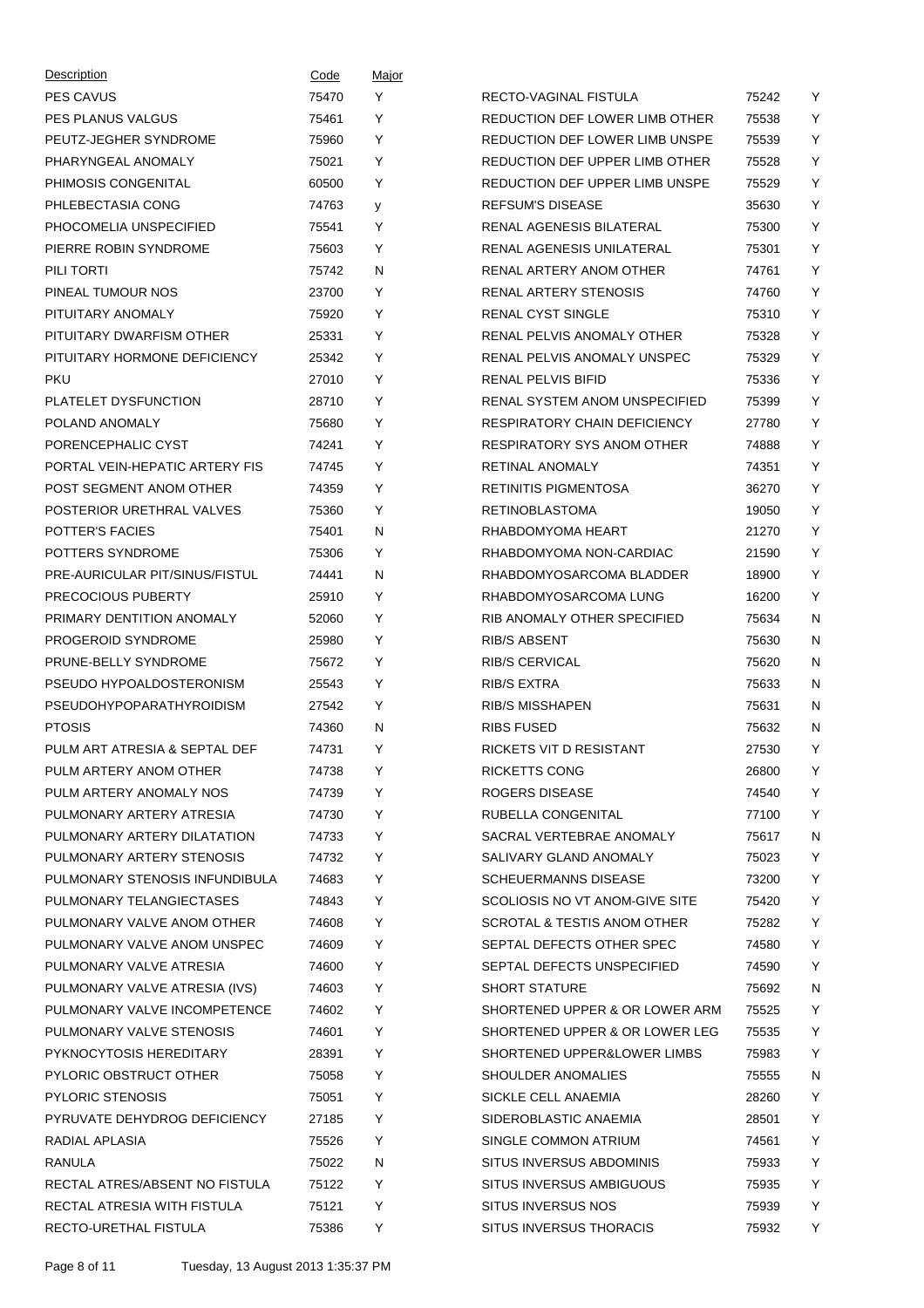| Description | Code | Major |
| --- | --- | --- |
| PES CAVUS | 75470 | Y |
| PES PLANUS VALGUS | 75461 | Y |
| PEUTZ-JEGHER SYNDROME | 75960 | Y |
| PHARYNGEAL ANOMALY | 75021 | Y |
| PHIMOSIS CONGENITAL | 60500 | Y |
| PHLEBECTASIA CONG | 74763 | y |
| PHOCOMELIA UNSPECIFIED | 75541 | Y |
| PIERRE ROBIN SYNDROME | 75603 | Y |
| PILI TORTI | 75742 | N |
| PINEAL TUMOUR NOS | 23700 | Y |
| PITUITARY ANOMALY | 75920 | Y |
| PITUITARY DWARFISM OTHER | 25331 | Y |
| PITUITARY HORMONE DEFICIENCY | 25342 | Y |
| PKU | 27010 | Y |
| PLATELET DYSFUNCTION | 28710 | Y |
| POLAND ANOMALY | 75680 | Y |
| PORENCEPHALIC CYST | 74241 | Y |
| PORTAL VEIN-HEPATIC ARTERY FIS | 74745 | Y |
| POST SEGMENT ANOM OTHER | 74359 | Y |
| POSTERIOR URETHRAL VALVES | 75360 | Y |
| POTTER'S FACIES | 75401 | N |
| POTTERS SYNDROME | 75306 | Y |
| PRE-AURICULAR PIT/SINUS/FISTUL | 74441 | N |
| PRECOCIOUS PUBERTY | 25910 | Y |
| PRIMARY DENTITION ANOMALY | 52060 | Y |
| PROGEROID SYNDROME | 25980 | Y |
| PRUNE-BELLY SYNDROME | 75672 | Y |
| PSEUDO HYPOALDOSTERONISM | 25543 | Y |
| PSEUDOHYPOPARATHYROIDISM | 27542 | Y |
| PTOSIS | 74360 | N |
| PULM ART ATRESIA & SEPTAL DEF | 74731 | Y |
| PULM ARTERY ANOM OTHER | 74738 | Y |
| PULM ARTERY ANOMALY NOS | 74739 | Y |
| PULMONARY ARTERY ATRESIA | 74730 | Y |
| PULMONARY ARTERY DILATATION | 74733 | Y |
| PULMONARY ARTERY STENOSIS | 74732 | Y |
| PULMONARY STENOSIS INFUNDIBULA | 74683 | Y |
| PULMONARY TELANGIECTASES | 74843 | Y |
| PULMONARY VALVE ANOM OTHER | 74608 | Y |
| PULMONARY VALVE ANOM UNSPEC | 74609 | Y |
| PULMONARY VALVE ATRESIA | 74600 | Y |
| PULMONARY VALVE ATRESIA (IVS) | 74603 | Y |
| PULMONARY VALVE INCOMPETENCE | 74602 | Y |
| PULMONARY VALVE STENOSIS | 74601 | Y |
| PYKNOCYTOSIS HEREDITARY | 28391 | Y |
| PYLORIC OBSTRUCT OTHER | 75058 | Y |
| PYLORIC STENOSIS | 75051 | Y |
| PYRUVATE DEHYDROG DEFICIENCY | 27185 | Y |
| RADIAL APLASIA | 75526 | Y |
| RANULA | 75022 | N |
| RECTAL ATRES/ABSENT NO FISTULA | 75122 | Y |
| RECTAL ATRESIA WITH FISTULA | 75121 | Y |
| RECTO-URETHAL FISTULA | 75386 | Y |
| RECTO-VAGINAL FISTULA | 75242 | Y |
| REDUCTION DEF LOWER LIMB OTHER | 75538 | Y |
| REDUCTION DEF LOWER LIMB UNSPE | 75539 | Y |
| REDUCTION DEF UPPER LIMB OTHER | 75528 | Y |
| REDUCTION DEF UPPER LIMB UNSPE | 75529 | Y |
| REFSUM'S DISEASE | 35630 | Y |
| RENAL AGENESIS BILATERAL | 75300 | Y |
| RENAL AGENESIS UNILATERAL | 75301 | Y |
| RENAL ARTERY ANOM OTHER | 74761 | Y |
| RENAL ARTERY STENOSIS | 74760 | Y |
| RENAL CYST SINGLE | 75310 | Y |
| RENAL PELVIS ANOMALY OTHER | 75328 | Y |
| RENAL PELVIS ANOMALY UNSPEC | 75329 | Y |
| RENAL PELVIS BIFID | 75336 | Y |
| RENAL SYSTEM ANOM UNSPECIFIED | 75399 | Y |
| RESPIRATORY CHAIN DEFICIENCY | 27780 | Y |
| RESPIRATORY SYS ANOM OTHER | 74888 | Y |
| RETINAL ANOMALY | 74351 | Y |
| RETINITIS PIGMENTOSA | 36270 | Y |
| RETINOBLASTOMA | 19050 | Y |
| RHABDOMYOMA HEART | 21270 | Y |
| RHABDOMYOMA NON-CARDIAC | 21590 | Y |
| RHABDOMYOSARCOMA BLADDER | 18900 | Y |
| RHABDOMYOSARCOMA LUNG | 16200 | Y |
| RIB ANOMALY OTHER SPECIFIED | 75634 | N |
| RIB/S ABSENT | 75630 | N |
| RIB/S CERVICAL | 75620 | N |
| RIB/S EXTRA | 75633 | N |
| RIB/S MISSHAPEN | 75631 | N |
| RIBS FUSED | 75632 | N |
| RICKETS VIT D RESISTANT | 27530 | Y |
| RICKETTS CONG | 26800 | Y |
| ROGERS DISEASE | 74540 | Y |
| RUBELLA CONGENITAL | 77100 | Y |
| SACRAL VERTEBRAE ANOMALY | 75617 | N |
| SALIVARY GLAND ANOMALY | 75023 | Y |
| SCHEUERMANNS DISEASE | 73200 | Y |
| SCOLIOSIS NO VT ANOM-GIVE SITE | 75420 | Y |
| SCROTAL & TESTIS ANOM OTHER | 75282 | Y |
| SEPTAL DEFECTS OTHER SPEC | 74580 | Y |
| SEPTAL DEFECTS UNSPECIFIED | 74590 | Y |
| SHORT STATURE | 75692 | N |
| SHORTENED UPPER & OR LOWER ARM | 75525 | Y |
| SHORTENED UPPER & OR LOWER LEG | 75535 | Y |
| SHORTENED UPPER&LOWER LIMBS | 75983 | Y |
| SHOULDER ANOMALIES | 75555 | N |
| SICKLE CELL ANAEMIA | 28260 | Y |
| SIDEROBLASTIC ANAEMIA | 28501 | Y |
| SINGLE COMMON ATRIUM | 74561 | Y |
| SITUS INVERSUS ABDOMINIS | 75933 | Y |
| SITUS INVERSUS AMBIGUOUS | 75935 | Y |
| SITUS INVERSUS NOS | 75939 | Y |
| SITUS INVERSUS THORACIS | 75932 | Y |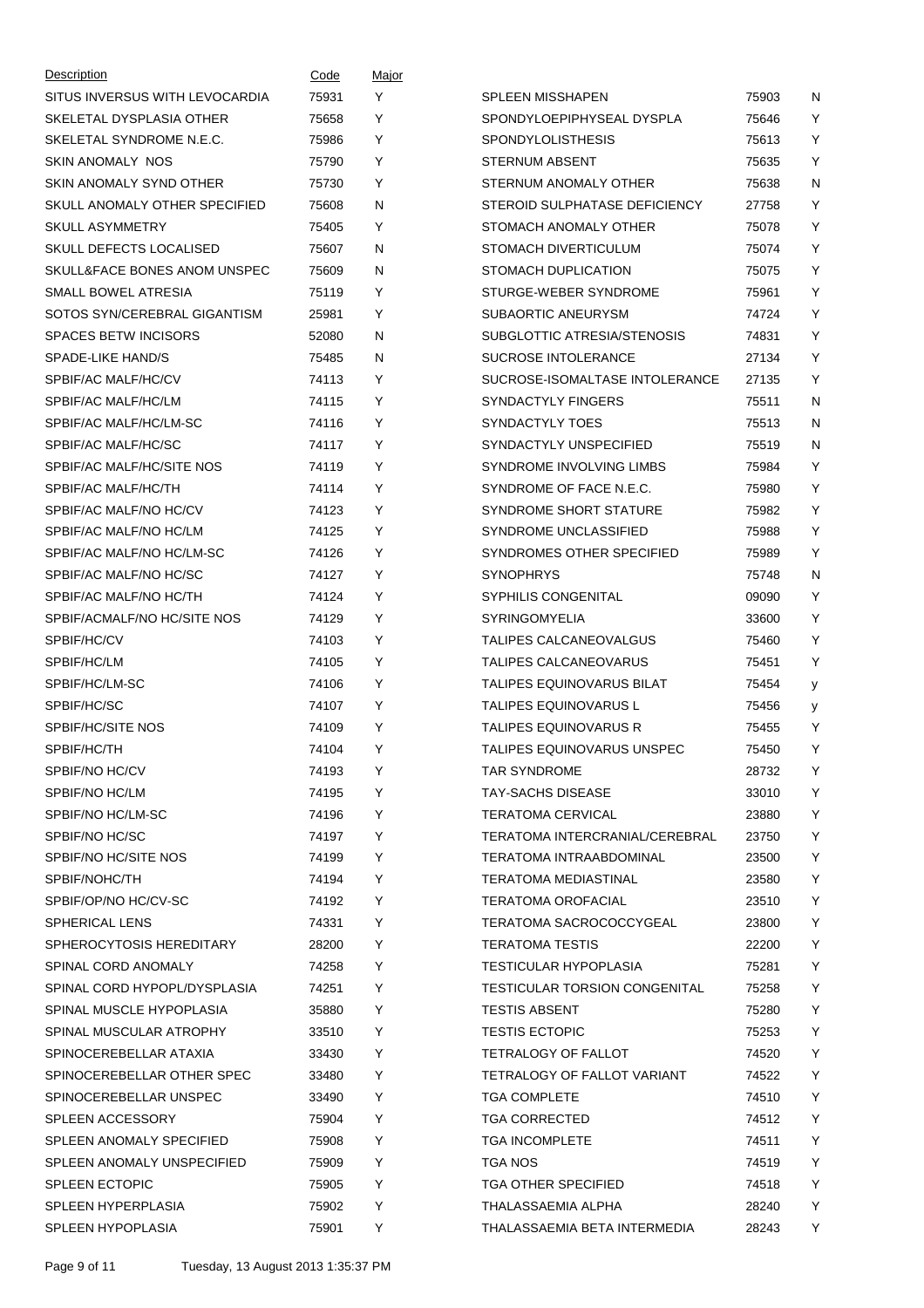| Description | Code | Major |
|---|---|---|
| SITUS INVERSUS WITH LEVOCARDIA | 75931 | Y |
| SKELETAL DYSPLASIA OTHER | 75658 | Y |
| SKELETAL SYNDROME N.E.C. | 75986 | Y |
| SKIN ANOMALY NOS | 75790 | Y |
| SKIN ANOMALY SYND OTHER | 75730 | Y |
| SKULL ANOMALY OTHER SPECIFIED | 75608 | N |
| SKULL ASYMMETRY | 75405 | Y |
| SKULL DEFECTS LOCALISED | 75607 | N |
| SKULL&FACE BONES ANOM UNSPEC | 75609 | N |
| SMALL BOWEL ATRESIA | 75119 | Y |
| SOTOS SYN/CEREBRAL GIGANTISM | 25981 | Y |
| SPACES BETW INCISORS | 52080 | N |
| SPADE-LIKE HAND/S | 75485 | N |
| SPBIF/AC MALF/HC/CV | 74113 | Y |
| SPBIF/AC MALF/HC/LM | 74115 | Y |
| SPBIF/AC MALF/HC/LM-SC | 74116 | Y |
| SPBIF/AC MALF/HC/SC | 74117 | Y |
| SPBIF/AC MALF/HC/SITE NOS | 74119 | Y |
| SPBIF/AC MALF/HC/TH | 74114 | Y |
| SPBIF/AC MALF/NO HC/CV | 74123 | Y |
| SPBIF/AC MALF/NO HC/LM | 74125 | Y |
| SPBIF/AC MALF/NO HC/LM-SC | 74126 | Y |
| SPBIF/AC MALF/NO HC/SC | 74127 | Y |
| SPBIF/AC MALF/NO HC/TH | 74124 | Y |
| SPBIF/ACMALF/NO HC/SITE NOS | 74129 | Y |
| SPBIF/HC/CV | 74103 | Y |
| SPBIF/HC/LM | 74105 | Y |
| SPBIF/HC/LM-SC | 74106 | Y |
| SPBIF/HC/SC | 74107 | Y |
| SPBIF/HC/SITE NOS | 74109 | Y |
| SPBIF/HC/TH | 74104 | Y |
| SPBIF/NO HC/CV | 74193 | Y |
| SPBIF/NO HC/LM | 74195 | Y |
| SPBIF/NO HC/LM-SC | 74196 | Y |
| SPBIF/NO HC/SC | 74197 | Y |
| SPBIF/NO HC/SITE NOS | 74199 | Y |
| SPBIF/NOHC/TH | 74194 | Y |
| SPBIF/OP/NO HC/CV-SC | 74192 | Y |
| SPHERICAL LENS | 74331 | Y |
| SPHEROCYTOSIS HEREDITARY | 28200 | Y |
| SPINAL CORD ANOMALY | 74258 | Y |
| SPINAL CORD HYPOPL/DYSPLASIA | 74251 | Y |
| SPINAL MUSCLE HYPOPLASIA | 35880 | Y |
| SPINAL MUSCULAR ATROPHY | 33510 | Y |
| SPINOCEREBELLAR ATAXIA | 33430 | Y |
| SPINOCEREBELLAR OTHER SPEC | 33480 | Y |
| SPINOCEREBELLAR UNSPEC | 33490 | Y |
| SPLEEN ACCESSORY | 75904 | Y |
| SPLEEN ANOMALY SPECIFIED | 75908 | Y |
| SPLEEN ANOMALY UNSPECIFIED | 75909 | Y |
| SPLEEN ECTOPIC | 75905 | Y |
| SPLEEN HYPERPLASIA | 75902 | Y |
| SPLEEN HYPOPLASIA | 75901 | Y |
| SPLEEN MISSHAPEN | 75903 | N |
| SPONDYLOEPIPHYSEAL DYSPLA | 75646 | Y |
| SPONDYLOLISTHESIS | 75613 | Y |
| STERNUM ABSENT | 75635 | Y |
| STERNUM ANOMALY OTHER | 75638 | N |
| STEROID SULPHATASE DEFICIENCY | 27758 | Y |
| STOMACH ANOMALY OTHER | 75078 | Y |
| STOMACH DIVERTICULUM | 75074 | Y |
| STOMACH DUPLICATION | 75075 | Y |
| STURGE-WEBER SYNDROME | 75961 | Y |
| SUBAORTIC ANEURYSM | 74724 | Y |
| SUBGLOTTIC ATRESIA/STENOSIS | 74831 | Y |
| SUCROSE INTOLERANCE | 27134 | Y |
| SUCROSE-ISOMALTASE INTOLERANCE | 27135 | Y |
| SYNDACTYLY FINGERS | 75511 | N |
| SYNDACTYLY TOES | 75513 | N |
| SYNDACTYLY UNSPECIFIED | 75519 | N |
| SYNDROME INVOLVING LIMBS | 75984 | Y |
| SYNDROME OF FACE N.E.C. | 75980 | Y |
| SYNDROME SHORT STATURE | 75982 | Y |
| SYNDROME UNCLASSIFIED | 75988 | Y |
| SYNDROMES OTHER SPECIFIED | 75989 | Y |
| SYNOPHRYS | 75748 | N |
| SYPHILIS CONGENITAL | 09090 | Y |
| SYRINGOMYELIA | 33600 | Y |
| TALIPES CALCANEOVALGUS | 75460 | Y |
| TALIPES CALCANEOVARUS | 75451 | Y |
| TALIPES EQUINOVARUS BILAT | 75454 | y |
| TALIPES EQUINOVARUS L | 75456 | y |
| TALIPES EQUINOVARUS R | 75455 | Y |
| TALIPES EQUINOVARUS UNSPEC | 75450 | Y |
| TAR SYNDROME | 28732 | Y |
| TAY-SACHS DISEASE | 33010 | Y |
| TERATOMA CERVICAL | 23880 | Y |
| TERATOMA INTERCRANIAL/CEREBRAL | 23750 | Y |
| TERATOMA INTRAABDOMINAL | 23500 | Y |
| TERATOMA MEDIASTINAL | 23580 | Y |
| TERATOMA OROFACIAL | 23510 | Y |
| TERATOMA SACROCOCCYGEAL | 23800 | Y |
| TERATOMA TESTIS | 22200 | Y |
| TESTICULAR HYPOPLASIA | 75281 | Y |
| TESTICULAR TORSION CONGENITAL | 75258 | Y |
| TESTIS ABSENT | 75280 | Y |
| TESTIS ECTOPIC | 75253 | Y |
| TETRALOGY OF FALLOT | 74520 | Y |
| TETRALOGY OF FALLOT VARIANT | 74522 | Y |
| TGA COMPLETE | 74510 | Y |
| TGA CORRECTED | 74512 | Y |
| TGA INCOMPLETE | 74511 | Y |
| TGA NOS | 74519 | Y |
| TGA OTHER SPECIFIED | 74518 | Y |
| THALASSAEMIA ALPHA | 28240 | Y |
| THALASSAEMIA BETA INTERMEDIA | 28243 | Y |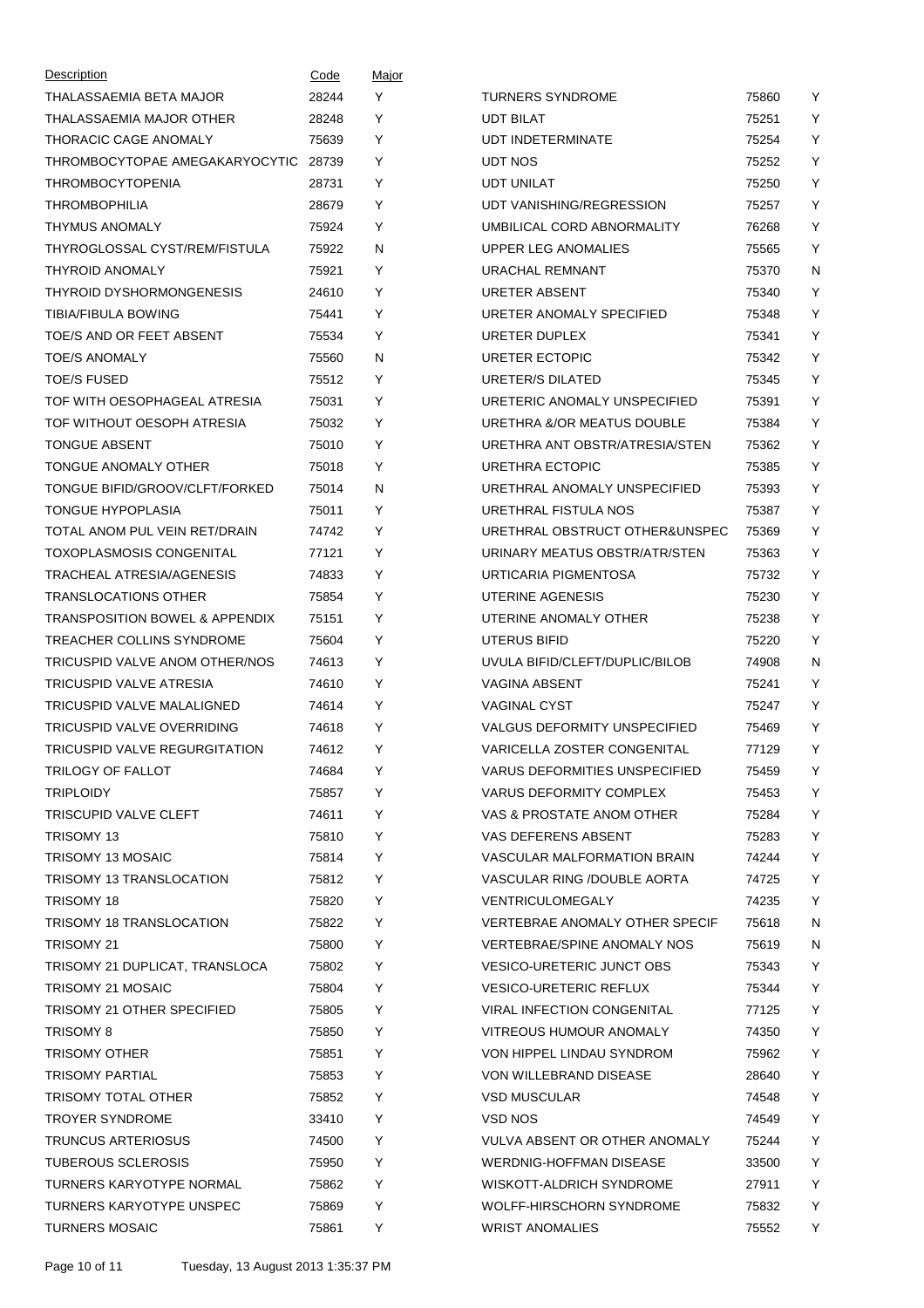| Description | Code | Major |
|---|---|---|
| THALASSAEMIA BETA MAJOR | 28244 | Y |
| THALASSAEMIA MAJOR OTHER | 28248 | Y |
| THORACIC CAGE ANOMALY | 75639 | Y |
| THROMBOCYTOPAE AMEGAKARYOCYTIC | 28739 | Y |
| THROMBOCYTOPENIA | 28731 | Y |
| THROMBOPHILIA | 28679 | Y |
| THYMUS ANOMALY | 75924 | Y |
| THYROGLOSSAL CYST/REM/FISTULA | 75922 | N |
| THYROID ANOMALY | 75921 | Y |
| THYROID DYSHORMONGENESIS | 24610 | Y |
| TIBIA/FIBULA BOWING | 75441 | Y |
| TOE/S AND OR FEET ABSENT | 75534 | Y |
| TOE/S ANOMALY | 75560 | N |
| TOE/S FUSED | 75512 | Y |
| TOF WITH OESOPHAGEAL ATRESIA | 75031 | Y |
| TOF WITHOUT OESOPH ATRESIA | 75032 | Y |
| TONGUE ABSENT | 75010 | Y |
| TONGUE ANOMALY OTHER | 75018 | Y |
| TONGUE BIFID/GROOV/CLFT/FORKED | 75014 | N |
| TONGUE HYPOPLASIA | 75011 | Y |
| TOTAL ANOM PUL VEIN RET/DRAIN | 74742 | Y |
| TOXOPLASMOSIS CONGENITAL | 77121 | Y |
| TRACHEAL ATRESIA/AGENESIS | 74833 | Y |
| TRANSLOCATIONS OTHER | 75854 | Y |
| TRANSPOSITION BOWEL & APPENDIX | 75151 | Y |
| TREACHER COLLINS SYNDROME | 75604 | Y |
| TRICUSPID VALVE ANOM OTHER/NOS | 74613 | Y |
| TRICUSPID VALVE ATRESIA | 74610 | Y |
| TRICUSPID VALVE MALALIGNED | 74614 | Y |
| TRICUSPID VALVE OVERRIDING | 74618 | Y |
| TRICUSPID VALVE REGURGITATION | 74612 | Y |
| TRILOGY OF FALLOT | 74684 | Y |
| TRIPLOIDY | 75857 | Y |
| TRISCUPID VALVE CLEFT | 74611 | Y |
| TRISOMY 13 | 75810 | Y |
| TRISOMY 13 MOSAIC | 75814 | Y |
| TRISOMY 13 TRANSLOCATION | 75812 | Y |
| TRISOMY 18 | 75820 | Y |
| TRISOMY 18 TRANSLOCATION | 75822 | Y |
| TRISOMY 21 | 75800 | Y |
| TRISOMY 21 DUPLICAT, TRANSLOCA | 75802 | Y |
| TRISOMY 21 MOSAIC | 75804 | Y |
| TRISOMY 21 OTHER SPECIFIED | 75805 | Y |
| TRISOMY 8 | 75850 | Y |
| TRISOMY OTHER | 75851 | Y |
| TRISOMY PARTIAL | 75853 | Y |
| TRISOMY TOTAL OTHER | 75852 | Y |
| TROYER SYNDROME | 33410 | Y |
| TRUNCUS ARTERIOSUS | 74500 | Y |
| TUBEROUS SCLEROSIS | 75950 | Y |
| TURNERS KARYOTYPE NORMAL | 75862 | Y |
| TURNERS KARYOTYPE UNSPEC | 75869 | Y |
| TURNERS MOSAIC | 75861 | Y |
| TURNERS SYNDROME | 75860 | Y |
| UDT BILAT | 75251 | Y |
| UDT INDETERMINATE | 75254 | Y |
| UDT NOS | 75252 | Y |
| UDT UNILAT | 75250 | Y |
| UDT VANISHING/REGRESSION | 75257 | Y |
| UMBILICAL CORD ABNORMALITY | 76268 | Y |
| UPPER LEG ANOMALIES | 75565 | Y |
| URACHAL REMNANT | 75370 | N |
| URETER ABSENT | 75340 | Y |
| URETER ANOMALY SPECIFIED | 75348 | Y |
| URETER DUPLEX | 75341 | Y |
| URETER ECTOPIC | 75342 | Y |
| URETER/S DILATED | 75345 | Y |
| URETERIC ANOMALY UNSPECIFIED | 75391 | Y |
| URETHRA &/OR MEATUS DOUBLE | 75384 | Y |
| URETHRA ANT OBSTR/ATRESIA/STEN | 75362 | Y |
| URETHRA ECTOPIC | 75385 | Y |
| URETHRAL ANOMALY UNSPECIFIED | 75393 | Y |
| URETHRAL FISTULA NOS | 75387 | Y |
| URETHRAL OBSTRUCT OTHER&UNSPEC | 75369 | Y |
| URINARY MEATUS OBSTR/ATR/STEN | 75363 | Y |
| URTICARIA PIGMENTOSA | 75732 | Y |
| UTERINE AGENESIS | 75230 | Y |
| UTERINE ANOMALY OTHER | 75238 | Y |
| UTERUS BIFID | 75220 | Y |
| UVULA BIFID/CLEFT/DUPLIC/BILOB | 74908 | N |
| VAGINA ABSENT | 75241 | Y |
| VAGINAL CYST | 75247 | Y |
| VALGUS DEFORMITY UNSPECIFIED | 75469 | Y |
| VARICELLA ZOSTER CONGENITAL | 77129 | Y |
| VARUS DEFORMITIES UNSPECIFIED | 75459 | Y |
| VARUS DEFORMITY COMPLEX | 75453 | Y |
| VAS & PROSTATE ANOM OTHER | 75284 | Y |
| VAS DEFERENS ABSENT | 75283 | Y |
| VASCULAR MALFORMATION BRAIN | 74244 | Y |
| VASCULAR RING /DOUBLE AORTA | 74725 | Y |
| VENTRICULOMEGALY | 74235 | Y |
| VERTEBRAE ANOMALY OTHER SPECIF | 75618 | N |
| VERTEBRAE/SPINE ANOMALY NOS | 75619 | N |
| VESICO-URETERIC JUNCT OBS | 75343 | Y |
| VESICO-URETERIC REFLUX | 75344 | Y |
| VIRAL INFECTION CONGENITAL | 77125 | Y |
| VITREOUS HUMOUR ANOMALY | 74350 | Y |
| VON HIPPEL LINDAU SYNDROM | 75962 | Y |
| VON WILLEBRAND DISEASE | 28640 | Y |
| VSD MUSCULAR | 74548 | Y |
| VSD NOS | 74549 | Y |
| VULVA ABSENT OR OTHER ANOMALY | 75244 | Y |
| WERDNIG-HOFFMAN DISEASE | 33500 | Y |
| WISKOTT-ALDRICH SYNDROME | 27911 | Y |
| WOLFF-HIRSCHORN SYNDROME | 75832 | Y |
| WRIST ANOMALIES | 75552 | Y |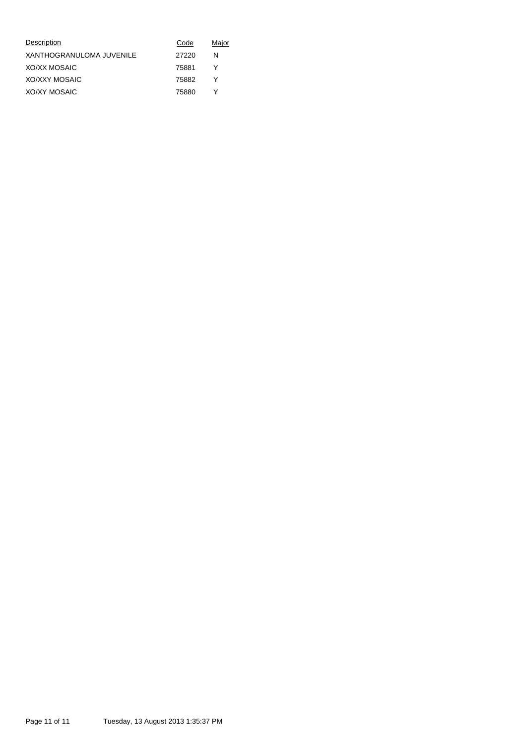| Description | Code | Major |
|---|---|---|
| XANTHOGRANULOMA JUVENILE | 27220 | N |
| XO/XX MOSAIC | 75881 | Y |
| XO/XXY MOSAIC | 75882 | Y |
| XO/XY MOSAIC | 75880 | Y |